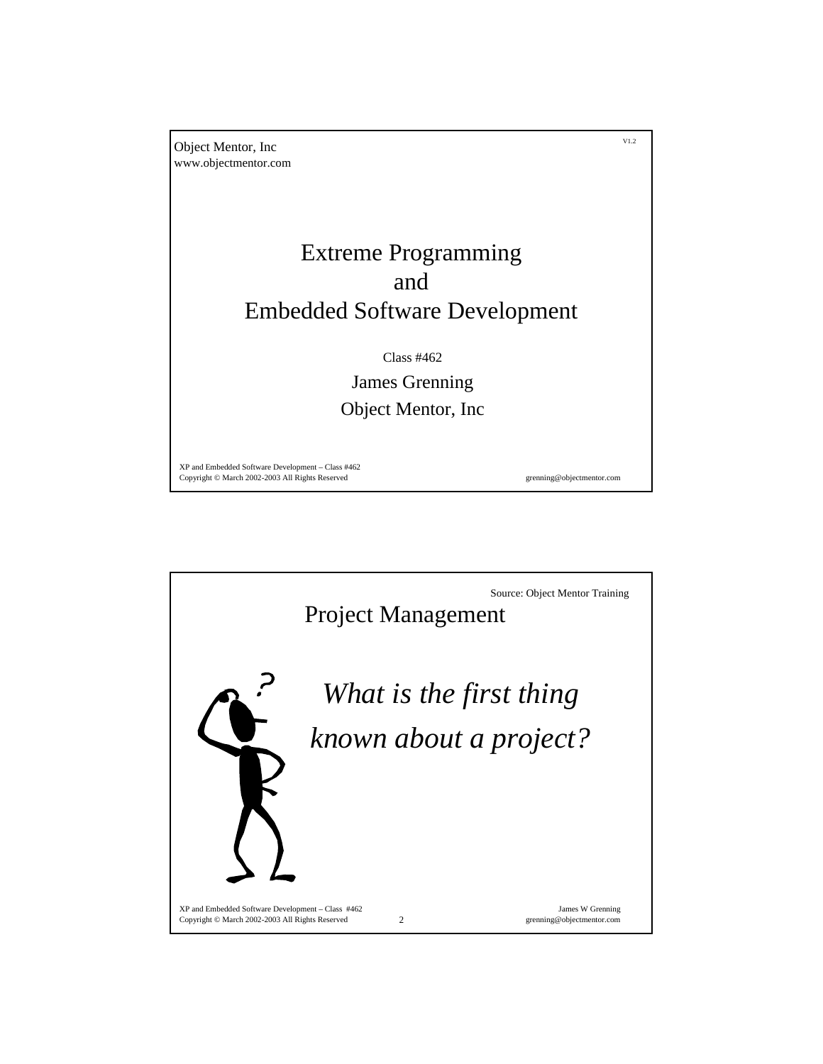Object Mentor, Inc
www.objectmentor.com

V1.2

# Extreme Programming and Embedded Software Development

Class #462

James Grenning

Object Mentor, Inc

---

Source: Object Mentor Training

## Project Management

*What is the first thing known about a project?*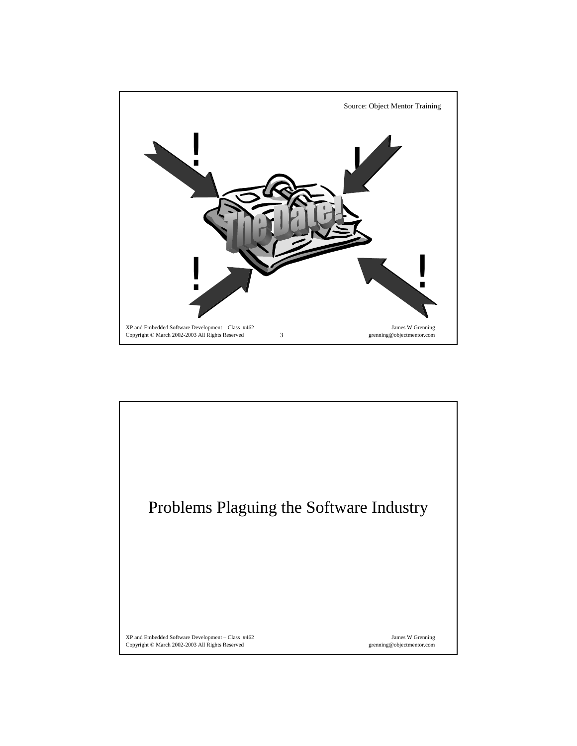Source: Object Mentor Training

# Problems Plaguing the Software Industry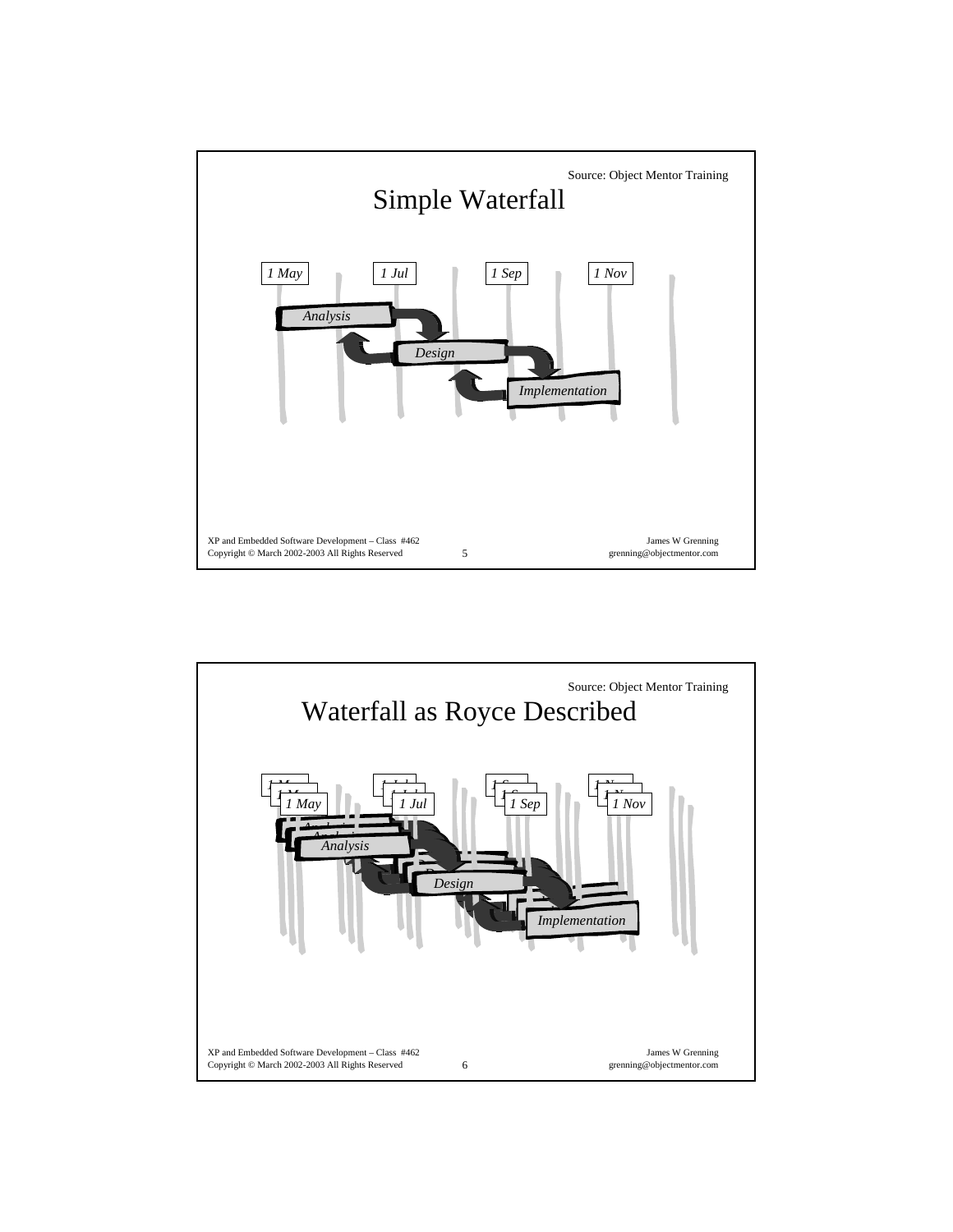Source: Object Mentor Training

# Simple Waterfall

*1 May* *1 Jul* *1 Sep* *1 Nov*

*Analysis*

*Design*

*Implementation*

Source: Object Mentor Training

# Waterfall as Royce Described

*1 May* *1 Jul* *1 Sep* *1 Nov*

*Analysis*

*Design*

*Implementation*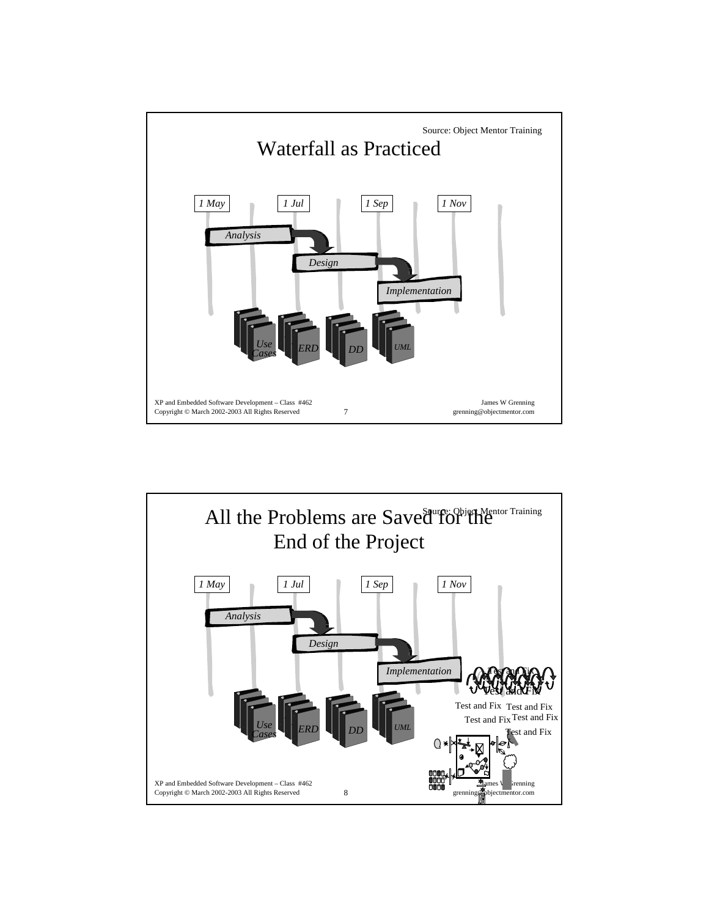Source: Object Mentor Training

# Waterfall as Practiced

*1 May* | *1 Jul* | *1 Sep* | *1 Nov*

*Analysis*

*Design*

*Implementation*

*Use Cases* | *ERD* | *DD* | *UML*

XP and Embedded Software Development – Class #462
Copyright © March 2002-2003 All Rights Reserved

James W Grenning
grenning@objectmentor.com

---

Source: Object Mentor Training

# All the Problems are Saved for the End of the Project

*1 May* | *1 Jul* | *1 Sep* | *1 Nov*

*Analysis*

*Design*

*Implementation*

Test and Fix
Test and Fix
Test and Fix
Test and Fix
Test and Fix
Test and Fix
Test and Fix

*Use Cases* | *ERD* | *DD* | *UML*

XP and Embedded Software Development – Class #462
Copyright © March 2002-2003 All Rights Reserved

James W Grenning
grenning@objectmentor.com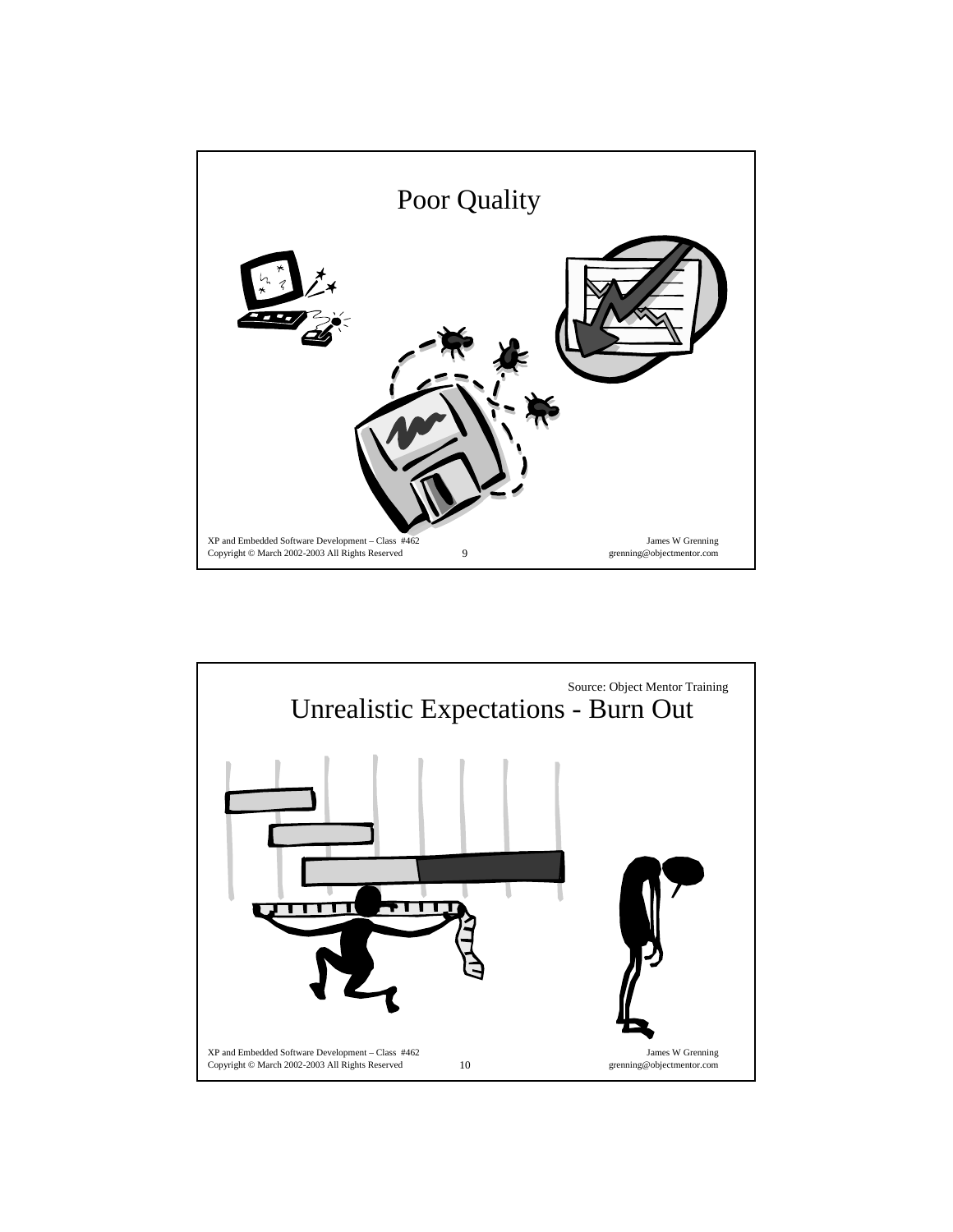# Poor Quality

---

Source: Object Mentor Training

# Unrealistic Expectations - Burn Out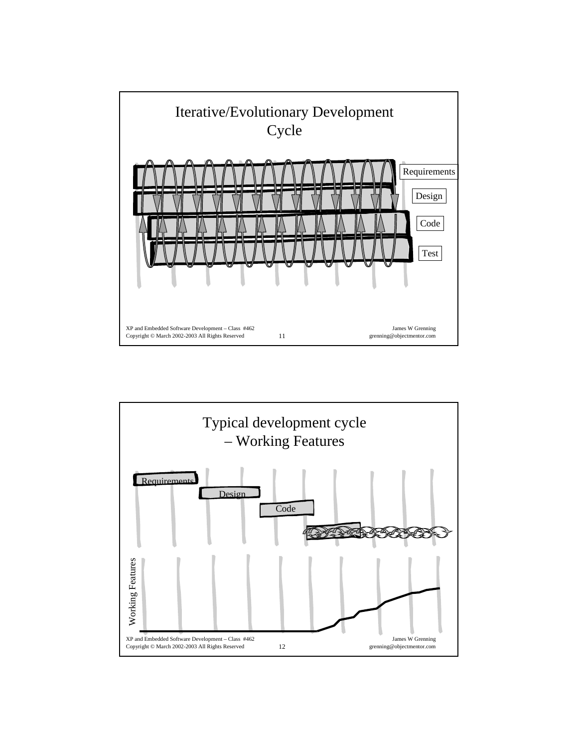## Iterative/Evolutionary Development Cycle

Requirements

Design

Code

Test

## Typical development cycle – Working Features

Requirements

Design

Code

Working Features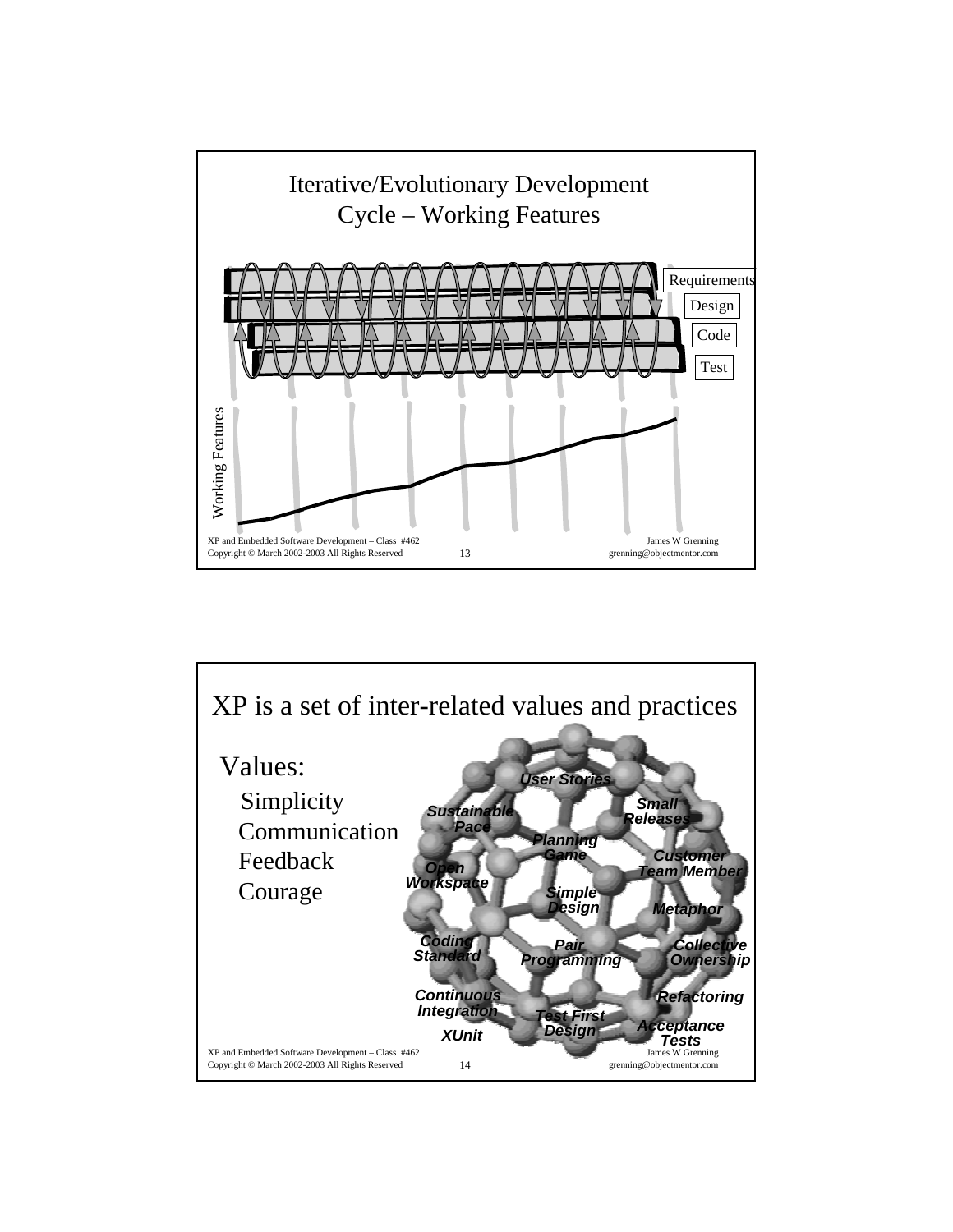# Iterative/Evolutionary Development Cycle – Working Features

Requirements

Design

Code

Test

Working Features

# XP is a set of inter-related values and practices

Values:

- Simplicity
- Communication
- Feedback
- Courage

*User Stories*

*Small Releases*

*Sustainable Pace*

*Planning Game*

*Customer Team Member*

*Open Workspace*

*Simple Design*

*Metaphor*

*Coding Standard*

*Pair Programming*

*Collective Ownership*

*Continuous Integration*

*Refactoring*

*Test First Design*

*Acceptance Tests*

*XUnit*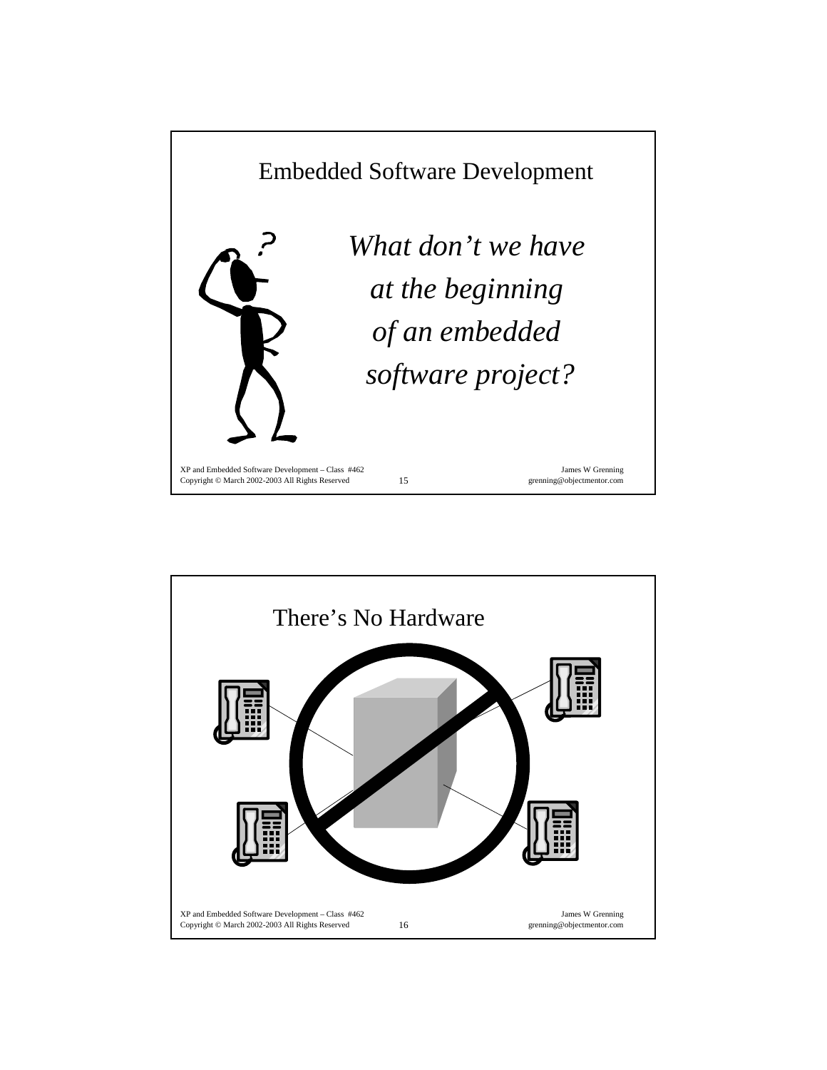## Embedded Software Development

*What don't we have at the beginning of an embedded software project?*

## There's No Hardware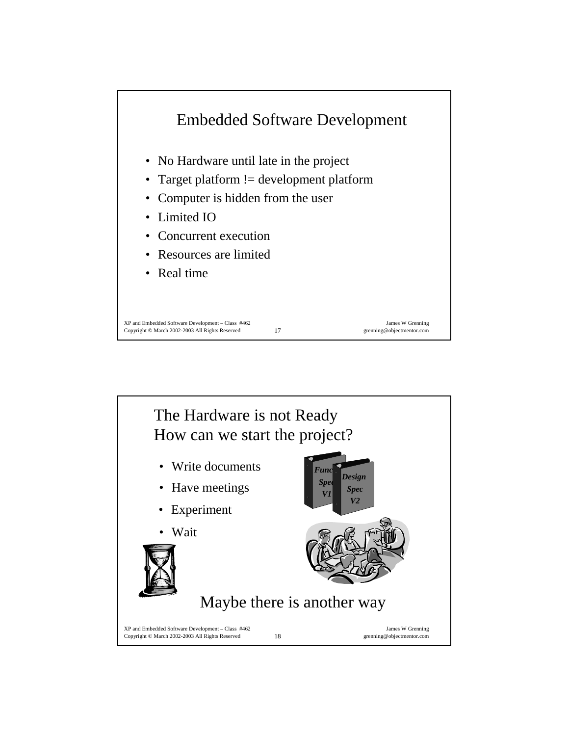## Embedded Software Development

- No Hardware until late in the project
- Target platform != development platform
- Computer is hidden from the user
- Limited IO
- Concurrent execution
- Resources are limited
- Real time

## The Hardware is not Ready
## How can we start the project?

- Write documents
- Have meetings
- Experiment
- Wait

Maybe there is another way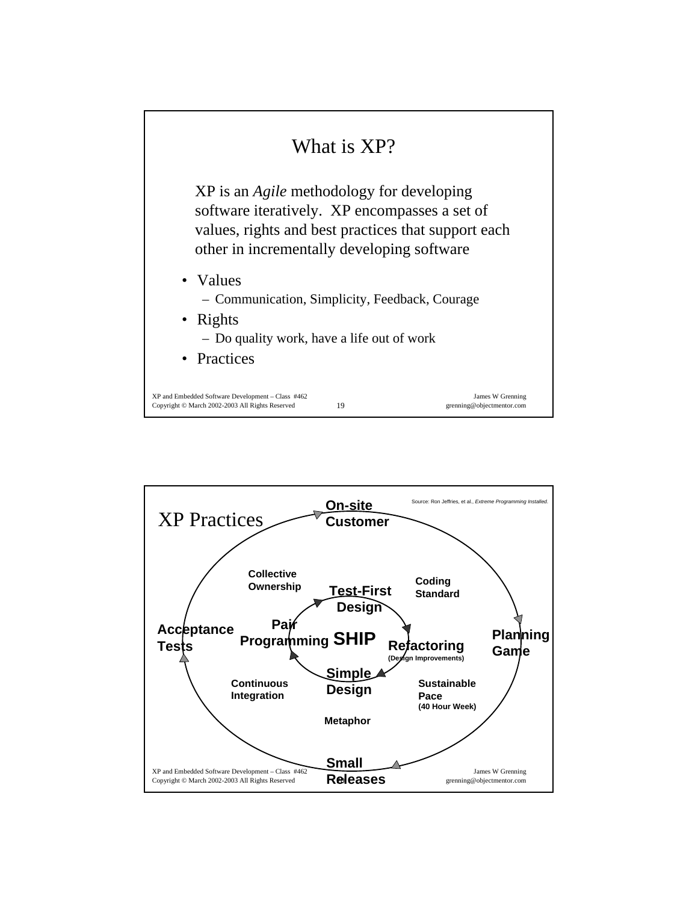# What is XP?

XP is an *Agile* methodology for developing software iteratively. XP encompasses a set of values, rights and best practices that support each other in incrementally developing software

- Values
  - Communication, Simplicity, Feedback, Courage
- Rights
  - Do quality work, have a life out of work
- Practices

# XP Practices

Source: Ron Jeffries, et al., *Extreme Programming Installed*.

**On-site Customer**

**Collective Ownership**

**Coding Standard**

**Test-First Design**

**Acceptance Tests**

**Pair Programming**

**SHIP**

**Refactoring** (Design Improvements)

**Planning Game**

**Simple Design**

**Continuous Integration**

**Sustainable Pace** (40 Hour Week)

**Metaphor**

**Small Releases**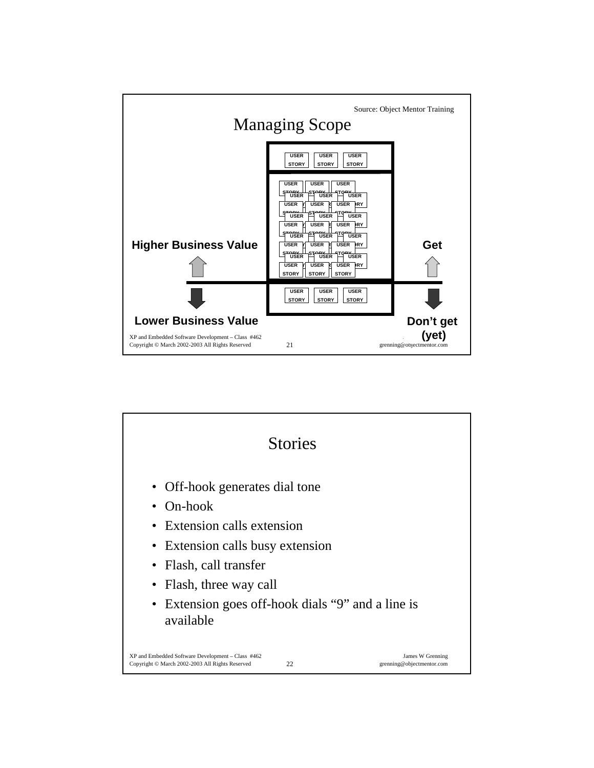Source: Object Mentor Training

# Managing Scope

Higher Business Value

Lower Business Value

Get

Don't get (yet)

# Stories

- Off-hook generates dial tone
- On-hook
- Extension calls extension
- Extension calls busy extension
- Flash, call transfer
- Flash, three way call
- Extension goes off-hook dials "9" and a line is available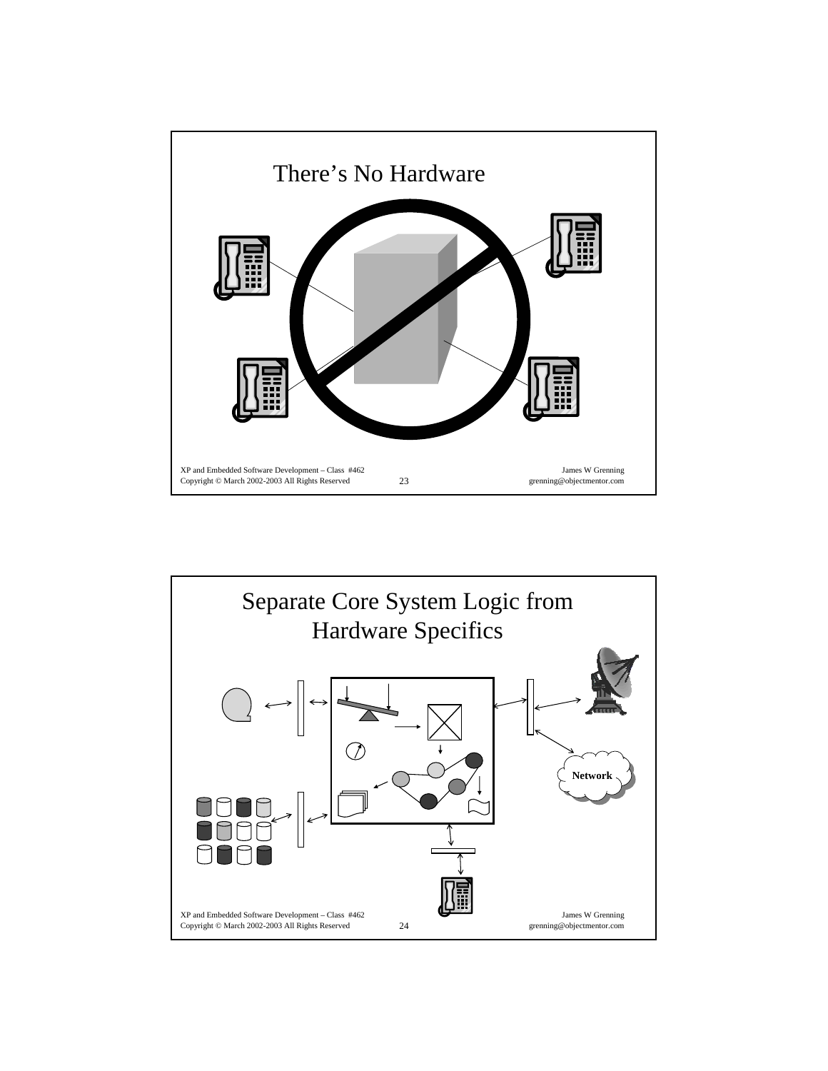# There's No Hardware

# Separate Core System Logic from Hardware Specifics

Network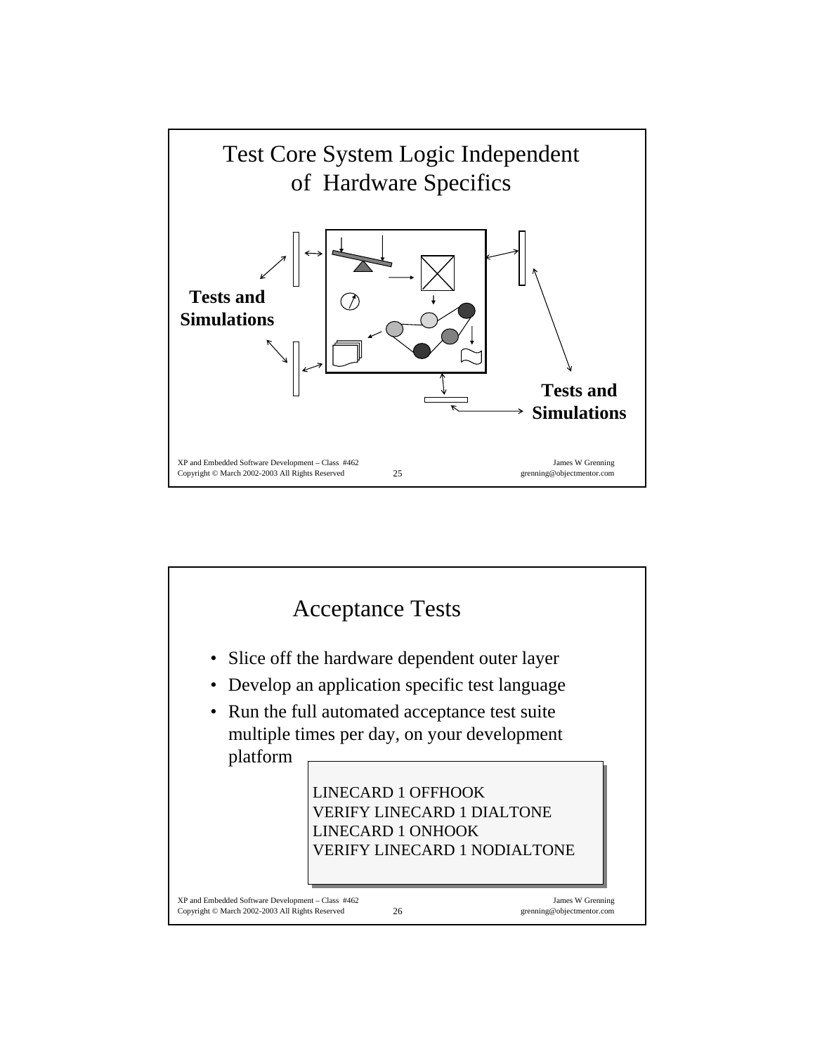# Test Core System Logic Independent of Hardware Specifics

**Tests and Simulations**

**Tests and Simulations**

# Acceptance Tests

- Slice off the hardware dependent outer layer
- Develop an application specific test language
- Run the full automated acceptance test suite multiple times per day, on your development platform

```
LINECARD 1 OFFHOOK
VERIFY LINECARD 1 DIALTONE
LINECARD 1 ONHOOK
VERIFY LINECARD 1 NODIALTONE
```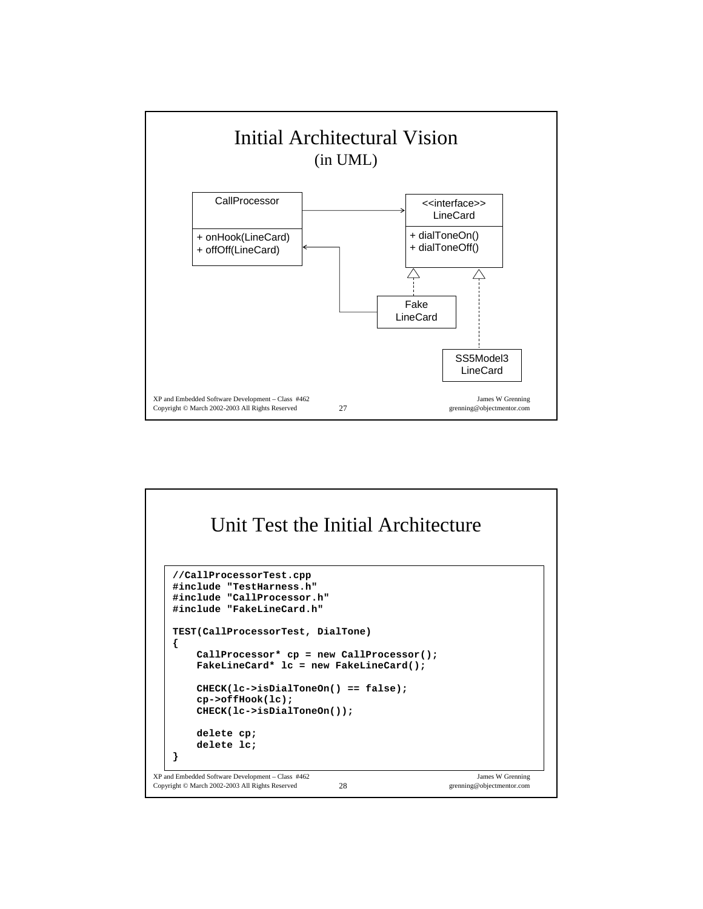# Initial Architectural Vision

(in UML)

CallProcessor

+ onHook(LineCard)
+ offOff(LineCard)

<<interface>>
LineCard

+ dialToneOn()
+ dialToneOff()

Fake
LineCard

SS5Model3
LineCard

# Unit Test the Initial Architecture

```
//CallProcessorTest.cpp
#include "TestHarness.h"
#include "CallProcessor.h"
#include "FakeLineCard.h"

TEST(CallProcessorTest, DialTone)
{
    CallProcessor* cp = new CallProcessor();
    FakeLineCard* lc = new FakeLineCard();

    CHECK(lc->isDialToneOn() == false);
    cp->offHook(lc);
    CHECK(lc->isDialToneOn());

    delete cp;
    delete lc;
}
```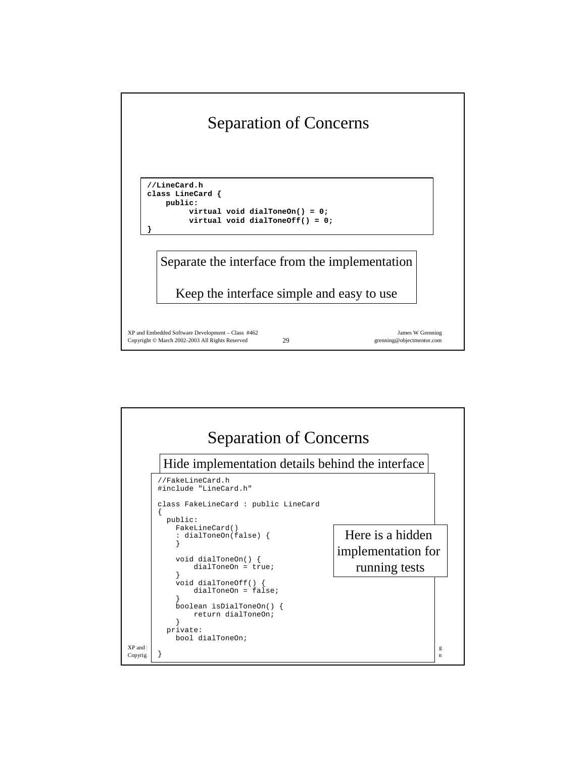# Separation of Concerns

```
//LineCard.h
class LineCard {
    public:
        virtual void dialToneOn() = 0;
        virtual void dialToneOff() = 0;
}
```

Separate the interface from the implementation

Keep the interface simple and easy to use

# Separation of Concerns

Hide implementation details behind the interface

```
//FakeLineCard.h
#include "LineCard.h"

class FakeLineCard : public LineCard
{
  public:
    FakeLineCard()
    : dialToneOn(false) {
    }

    void dialToneOn() {
        dialToneOn = true;
    }
    void dialToneOff() {
        dialToneOn = false;
    }
    boolean isDialToneOn() {
        return dialToneOn;
    }
  private:
    bool dialToneOn;
}
```

Here is a hidden implementation for running tests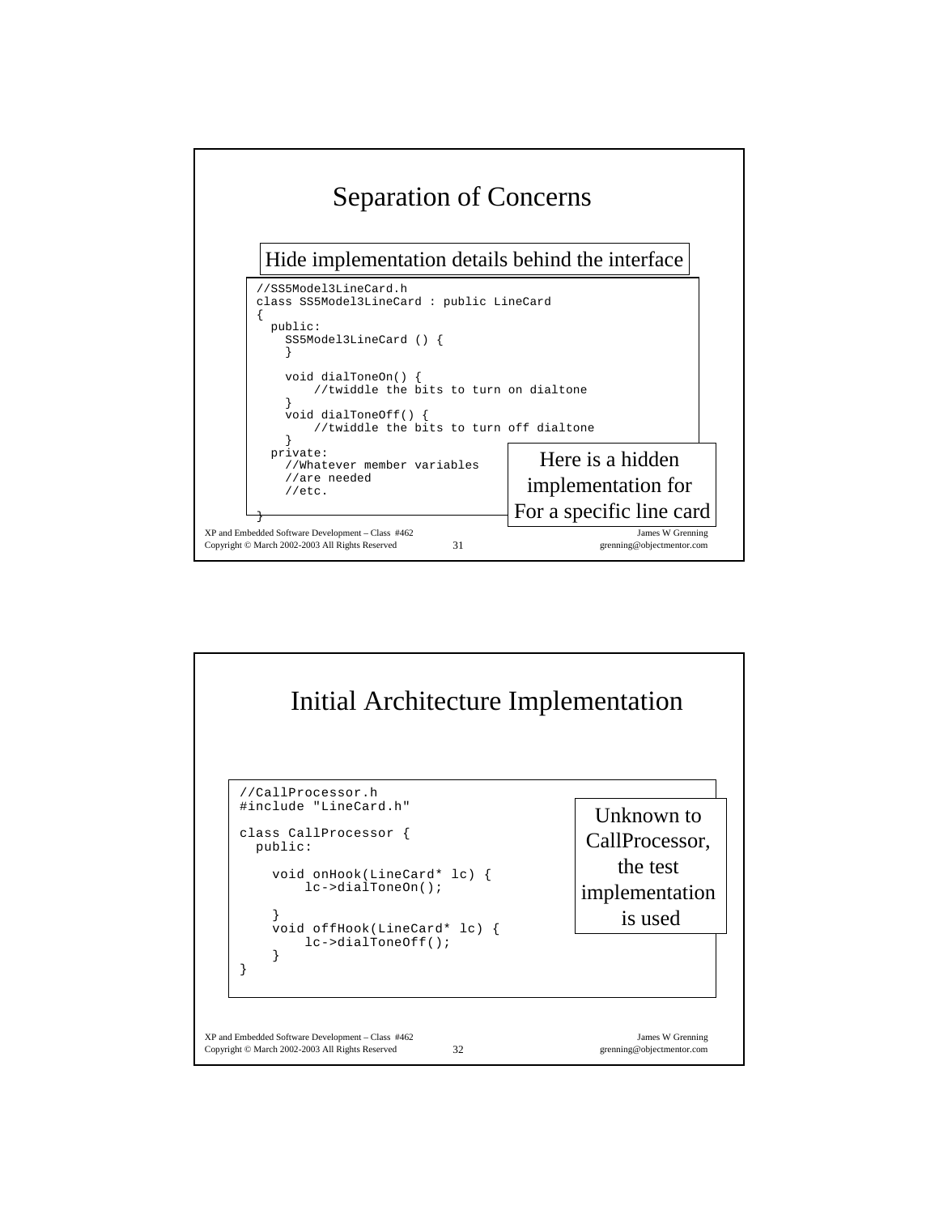## Separation of Concerns

Hide implementation details behind the interface

```
//SS5Model3LineCard.h
class SS5Model3LineCard : public LineCard
{
  public:
    SS5Model3LineCard () {
    }

    void dialToneOn() {
        //twiddle the bits to turn on dialtone
    }
    void dialToneOff() {
        //twiddle the bits to turn off dialtone
    }
  private:
    //Whatever member variables
    //are needed
    //etc.
}
```

Here is a hidden implementation for For a specific line card

## Initial Architecture Implementation

```
//CallProcessor.h
#include "LineCard.h"

class CallProcessor {
  public:

    void onHook(LineCard* lc) {
        lc->dialToneOn();

    }
    void offHook(LineCard* lc) {
        lc->dialToneOff();
    }
}
```

Unknown to CallProcessor, the test implementation is used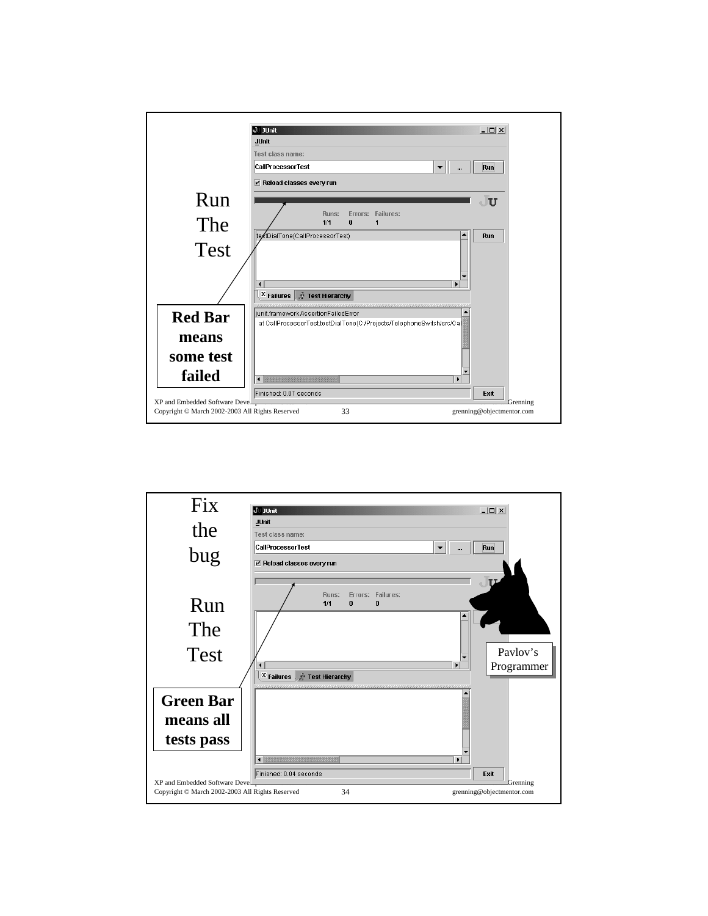Run The Test

**Red Bar means some test failed**

Fix the bug

Run The Test

**Green Bar means all tests pass**

Pavlov's Programmer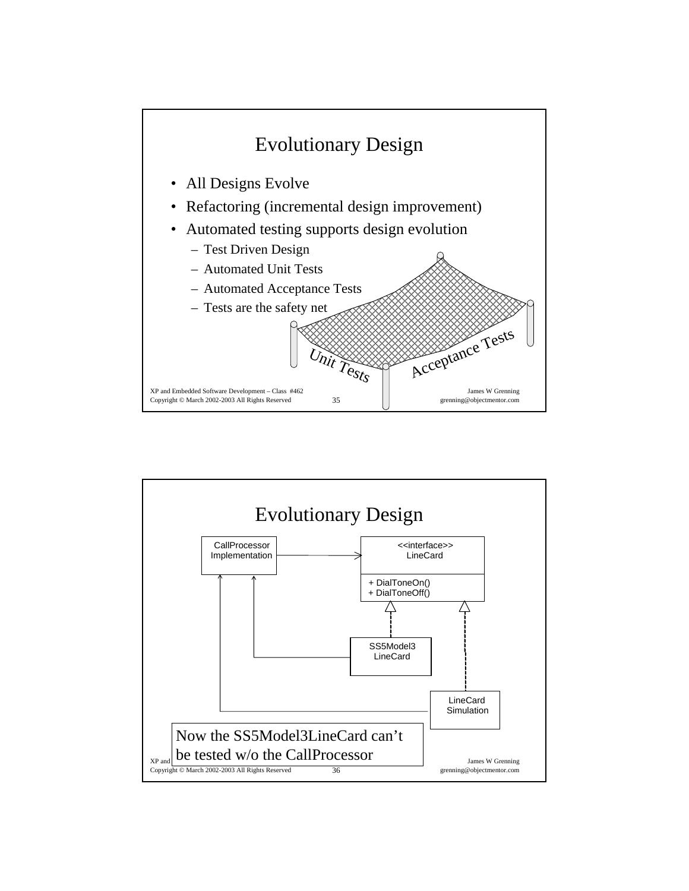## Evolutionary Design

- All Designs Evolve
- Refactoring (incremental design improvement)
- Automated testing supports design evolution
  - Test Driven Design
  - Automated Unit Tests
  - Automated Acceptance Tests
  - Tests are the safety net

Unit Tests

Acceptance Tests

## Evolutionary Design

CallProcessor Implementation

<<interface>> LineCard

+ DialToneOn()
+ DialToneOff()

SS5Model3 LineCard

LineCard Simulation

Now the SS5Model3LineCard can't be tested w/o the CallProcessor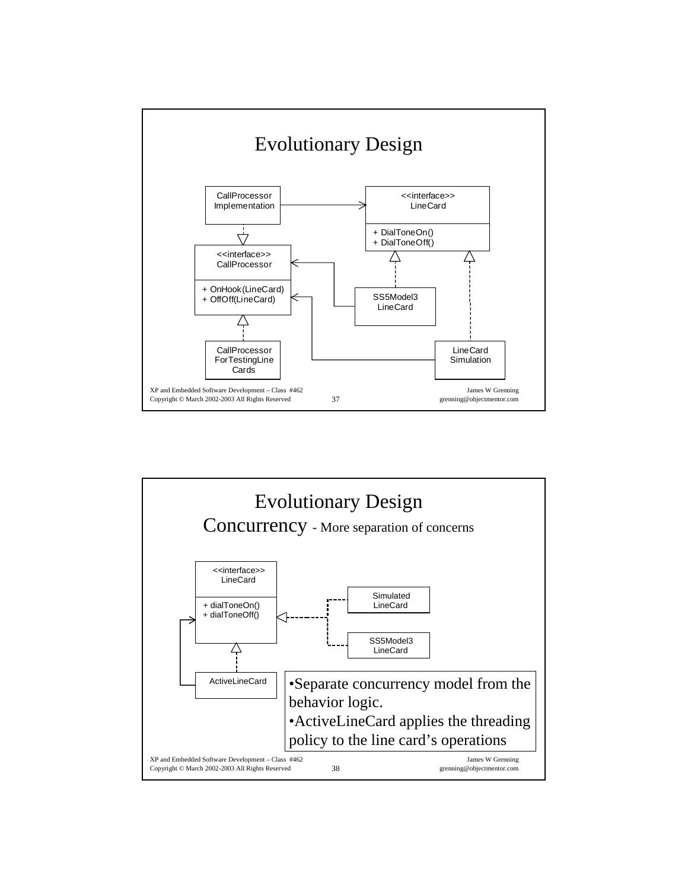# Evolutionary Design

CallProcessor Implementation

<<interface>> LineCard

+ DialToneOn()
+ DialToneOff()

<<interface>> CallProcessor

+ OnHook(LineCard)
+ OffOff(LineCard)

SS5Model3 LineCard

CallProcessor ForTestingLine Cards

LineCard Simulation

# Evolutionary Design

## Concurrency - More separation of concerns

<<interface>> LineCard

+ dialToneOn()
+ dialToneOff()

Simulated LineCard

SS5Model3 LineCard

ActiveLineCard

- Separate concurrency model from the behavior logic.
- ActiveLineCard applies the threading policy to the line card's operations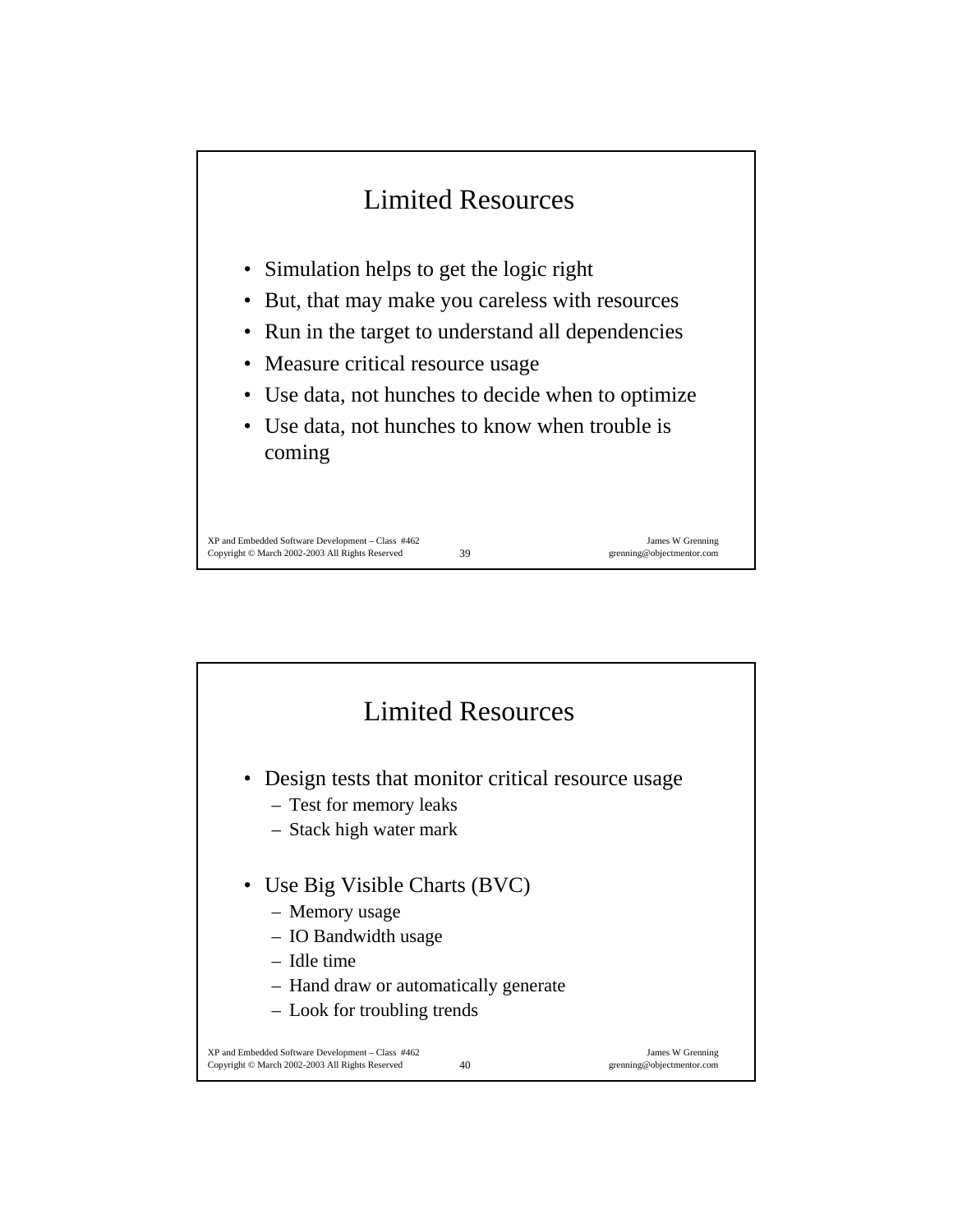## Limited Resources

- Simulation helps to get the logic right
- But, that may make you careless with resources
- Run in the target to understand all dependencies
- Measure critical resource usage
- Use data, not hunches to decide when to optimize
- Use data, not hunches to know when trouble is coming

## Limited Resources

- Design tests that monitor critical resource usage
  - Test for memory leaks
  - Stack high water mark
- Use Big Visible Charts (BVC)
  - Memory usage
  - IO Bandwidth usage
  - Idle time
  - Hand draw or automatically generate
  - Look for troubling trends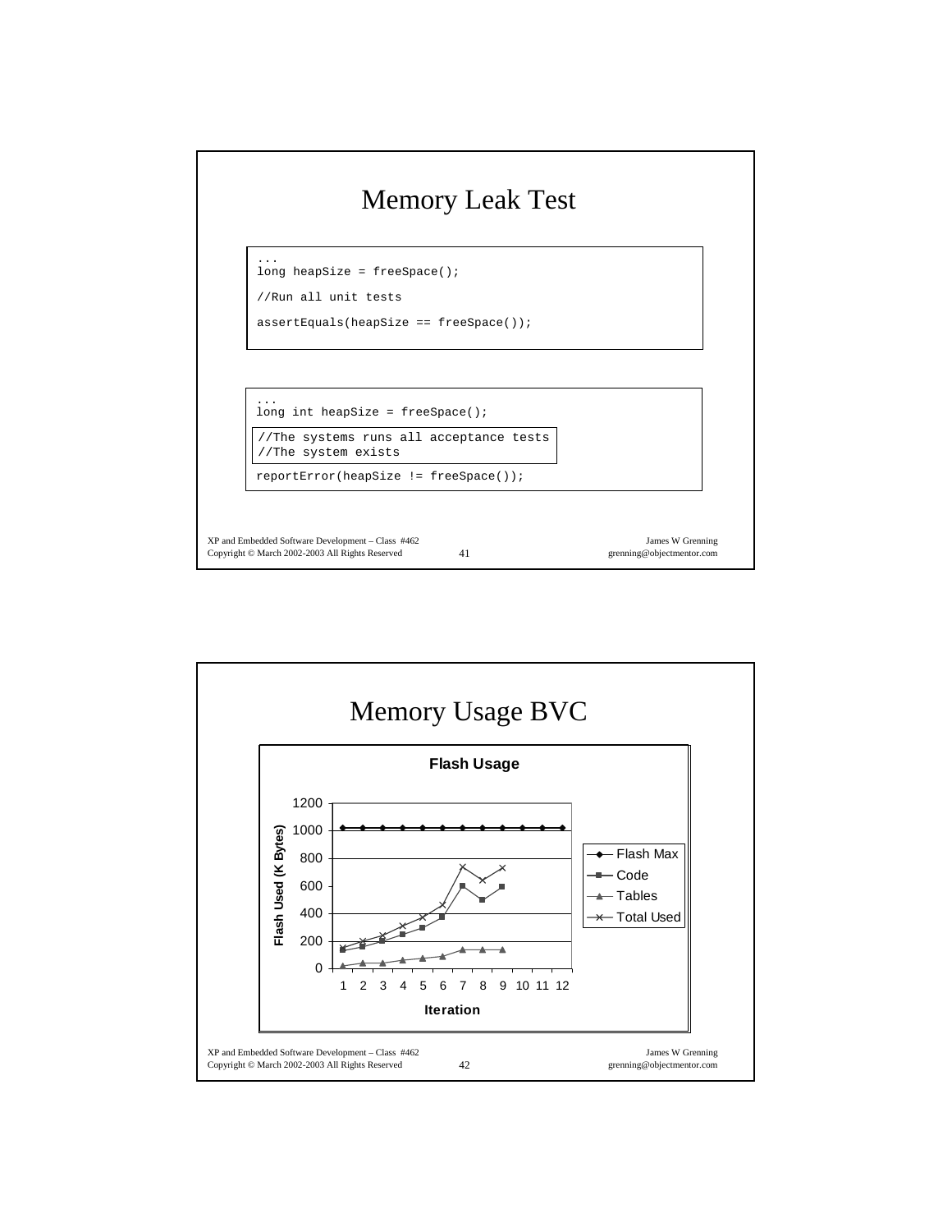# Memory Leak Test

```
...
long heapSize = freeSpace();

//Run all unit tests

assertEquals(heapSize == freeSpace());
```

```
...
long int heapSize = freeSpace();

//The systems runs all acceptance tests
//The system exists

reportError(heapSize != freeSpace());
```

# Memory Usage BVC

**Flash Usage**

Chart: Flash Used (K Bytes) vs. Iteration (1–12). Legend: Flash Max, Code, Tables, Total Used.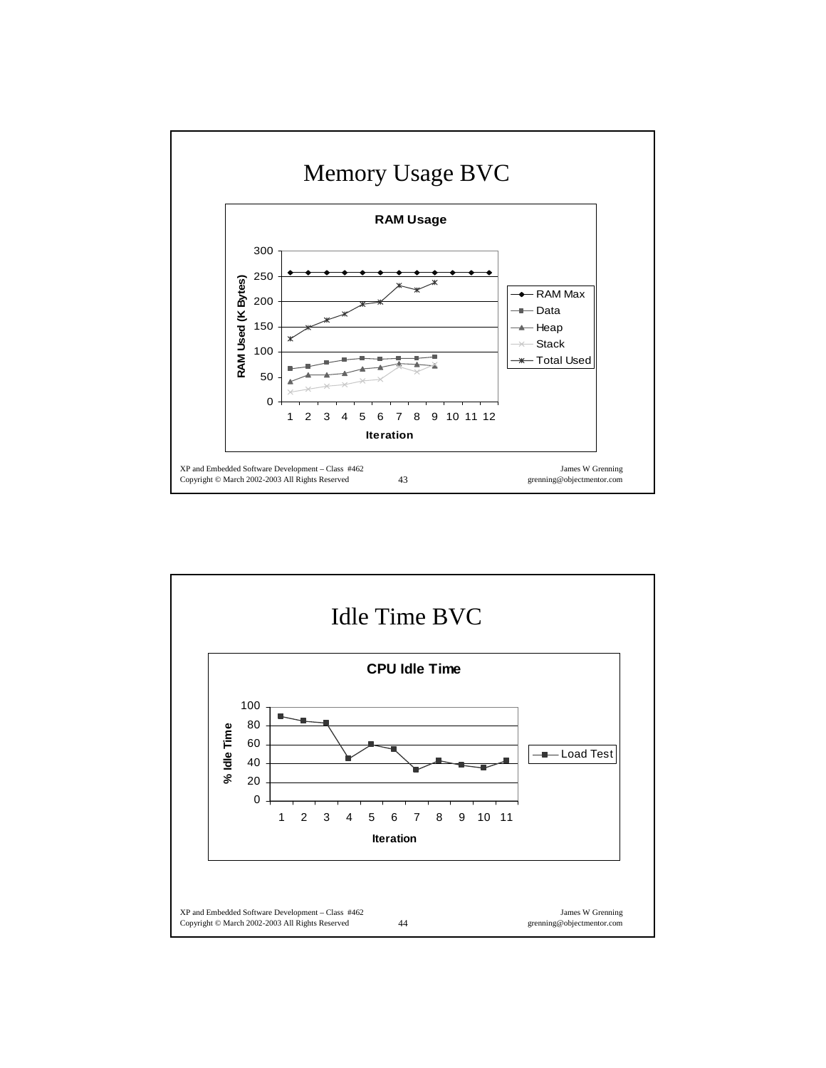# Memory Usage BVC

**RAM Usage**

RAM Used (K Bytes) vs. Iteration

Legend: RAM Max, Data, Heap, Stack, Total Used

# Idle Time BVC

**CPU Idle Time**

% Idle Time vs. Iteration

Legend: Load Test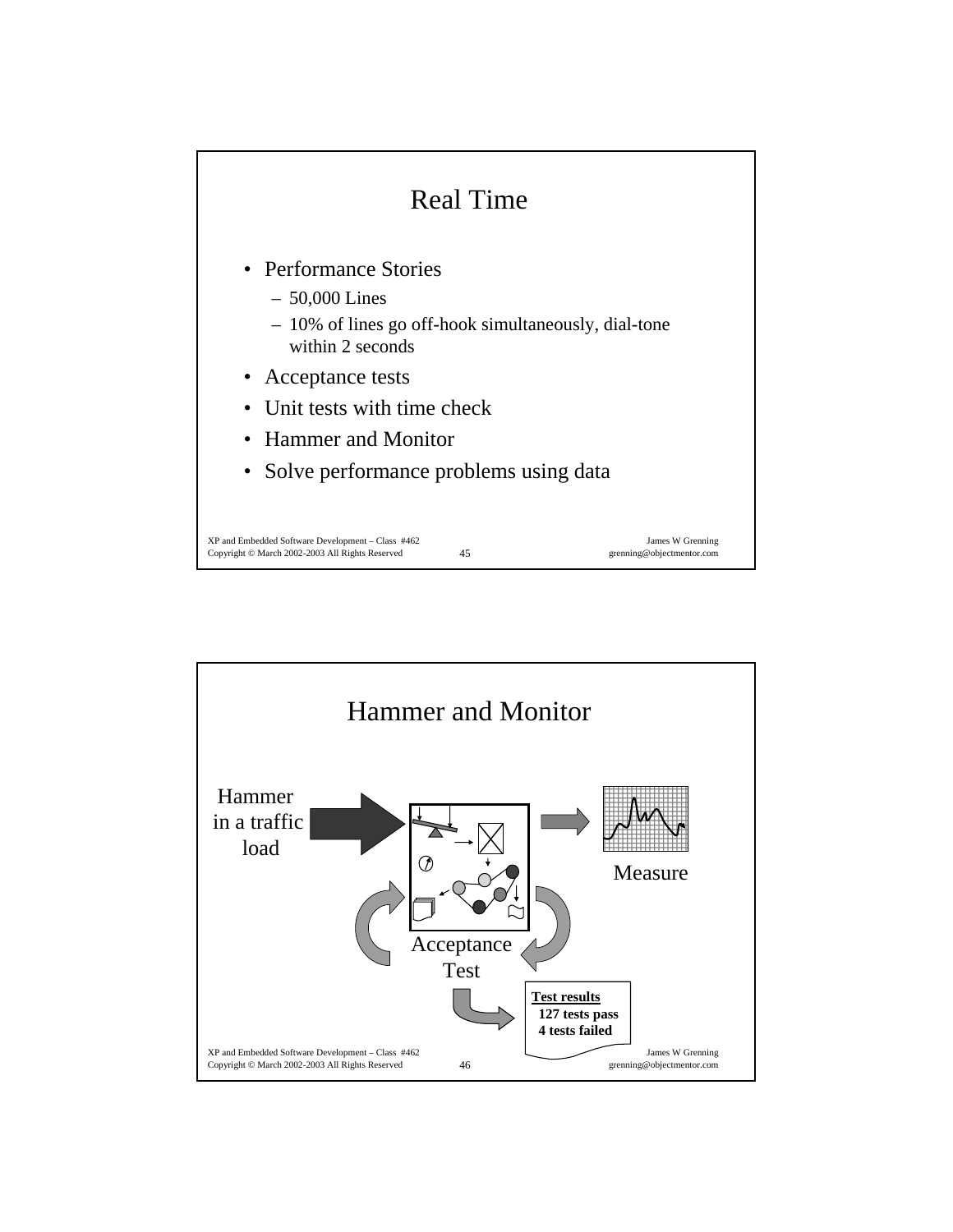# Real Time

- Performance Stories
  - 50,000 Lines
  - 10% of lines go off-hook simultaneously, dial-tone within 2 seconds
- Acceptance tests
- Unit tests with time check
- Hammer and Monitor
- Solve performance problems using data

# Hammer and Monitor

Hammer in a traffic load

Measure

Acceptance Test

**Test results**
**127 tests pass**
**4 tests failed**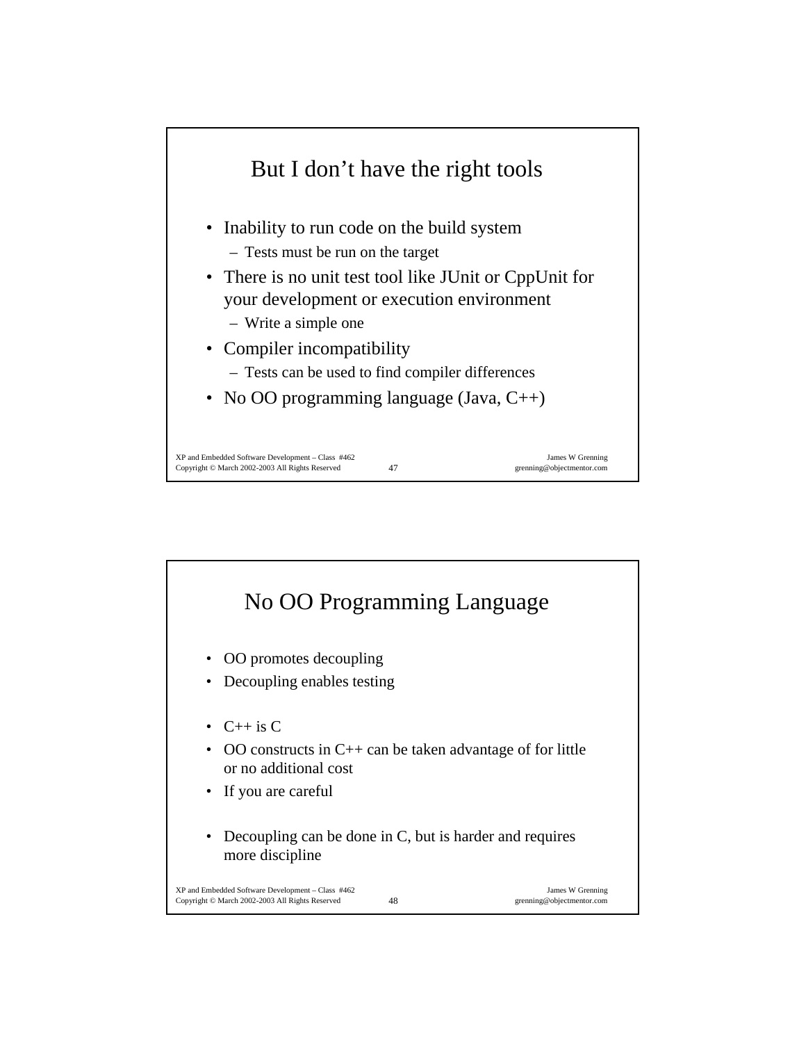## But I don't have the right tools

- Inability to run code on the build system
  - Tests must be run on the target
- There is no unit test tool like JUnit or CppUnit for your development or execution environment
  - Write a simple one
- Compiler incompatibility
  - Tests can be used to find compiler differences
- No OO programming language (Java, C++)

## No OO Programming Language

- OO promotes decoupling
- Decoupling enables testing

- C++ is C
- OO constructs in C++ can be taken advantage of for little or no additional cost
- If you are careful

- Decoupling can be done in C, but is harder and requires more discipline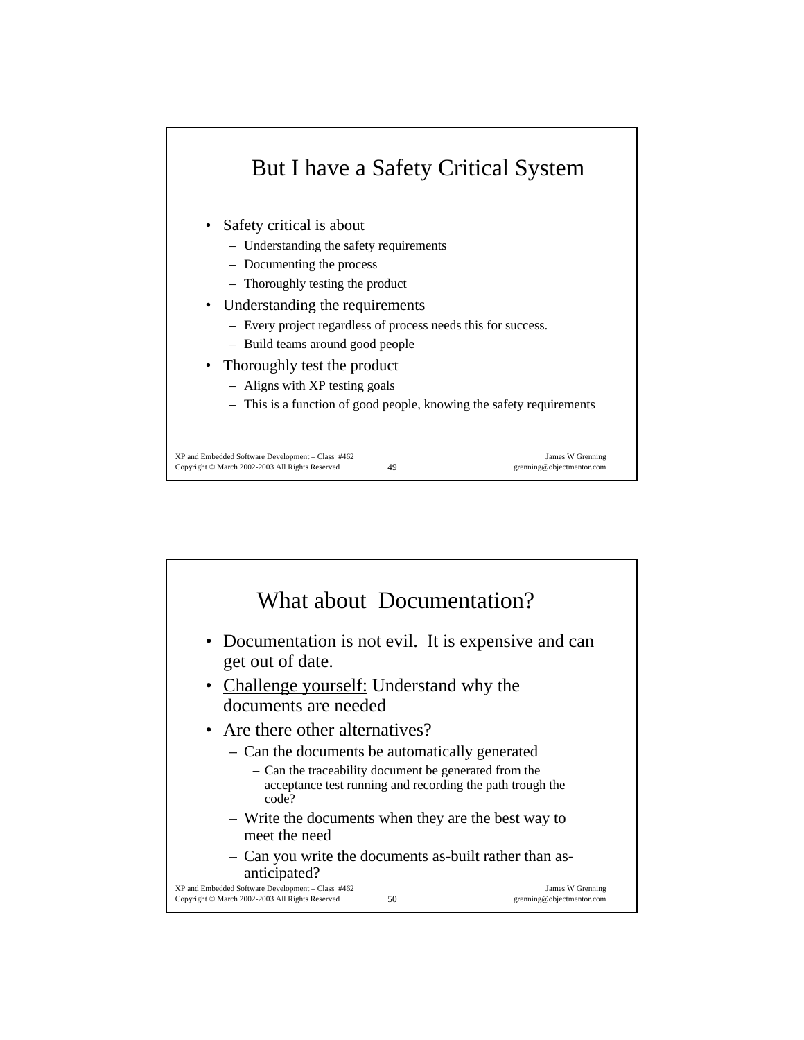## But I have a Safety Critical System

- Safety critical is about
  - Understanding the safety requirements
  - Documenting the process
  - Thoroughly testing the product
- Understanding the requirements
  - Every project regardless of process needs this for success.
  - Build teams around good people
- Thoroughly test the product
  - Aligns with XP testing goals
  - This is a function of good people, knowing the safety requirements

## What about Documentation?

- Documentation is not evil. It is expensive and can get out of date.
- Challenge yourself: Understand why the documents are needed
- Are there other alternatives?
  - Can the documents be automatically generated
    - Can the traceability document be generated from the acceptance test running and recording the path trough the code?
  - Write the documents when they are the best way to meet the need
  - Can you write the documents as-built rather than as-anticipated?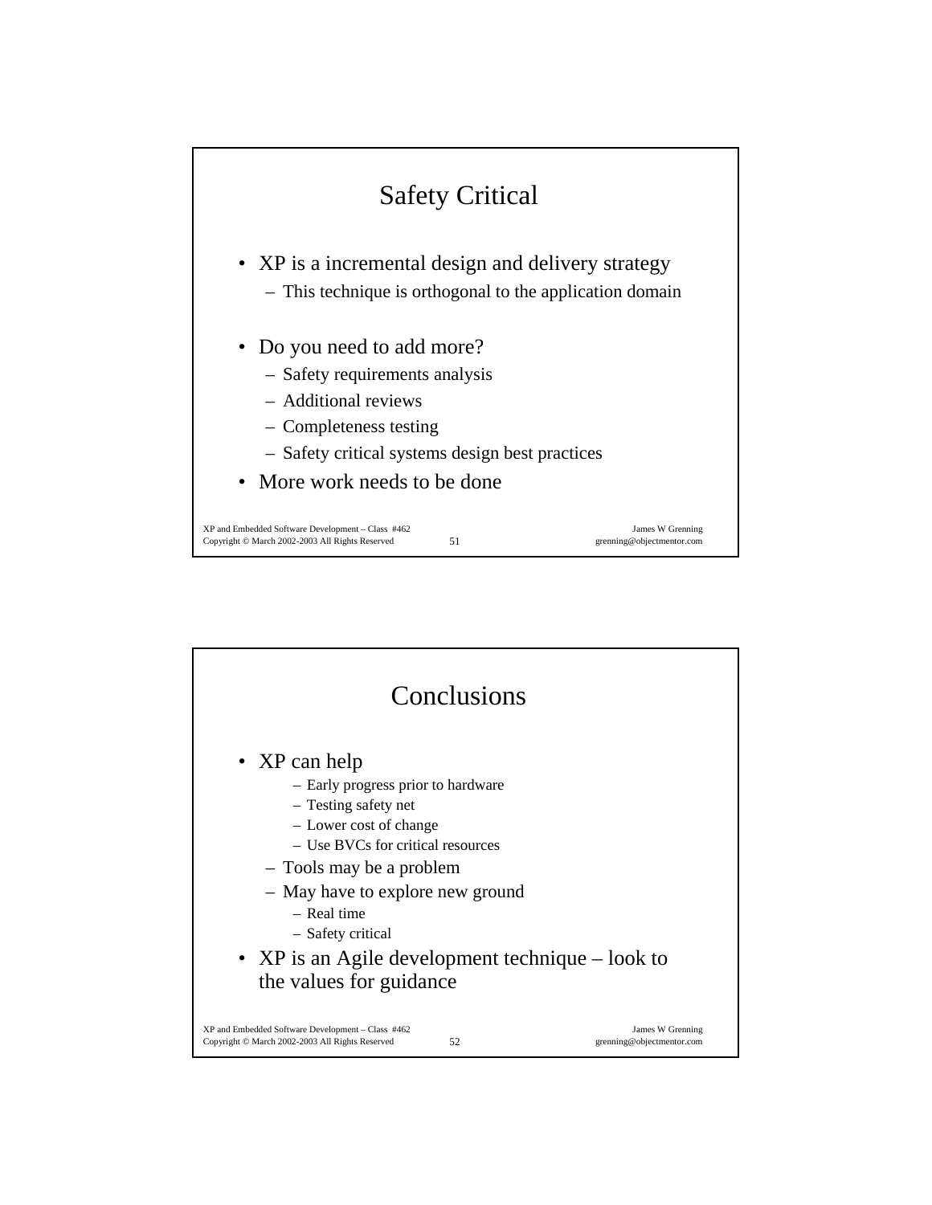## Safety Critical

- XP is a incremental design and delivery strategy
  - This technique is orthogonal to the application domain
- Do you need to add more?
  - Safety requirements analysis
  - Additional reviews
  - Completeness testing
  - Safety critical systems design best practices
- More work needs to be done

## Conclusions

- XP can help
    - Early progress prior to hardware
    - Testing safety net
    - Lower cost of change
    - Use BVCs for critical resources
  - Tools may be a problem
  - May have to explore new ground
    - Real time
    - Safety critical
- XP is an Agile development technique – look to the values for guidance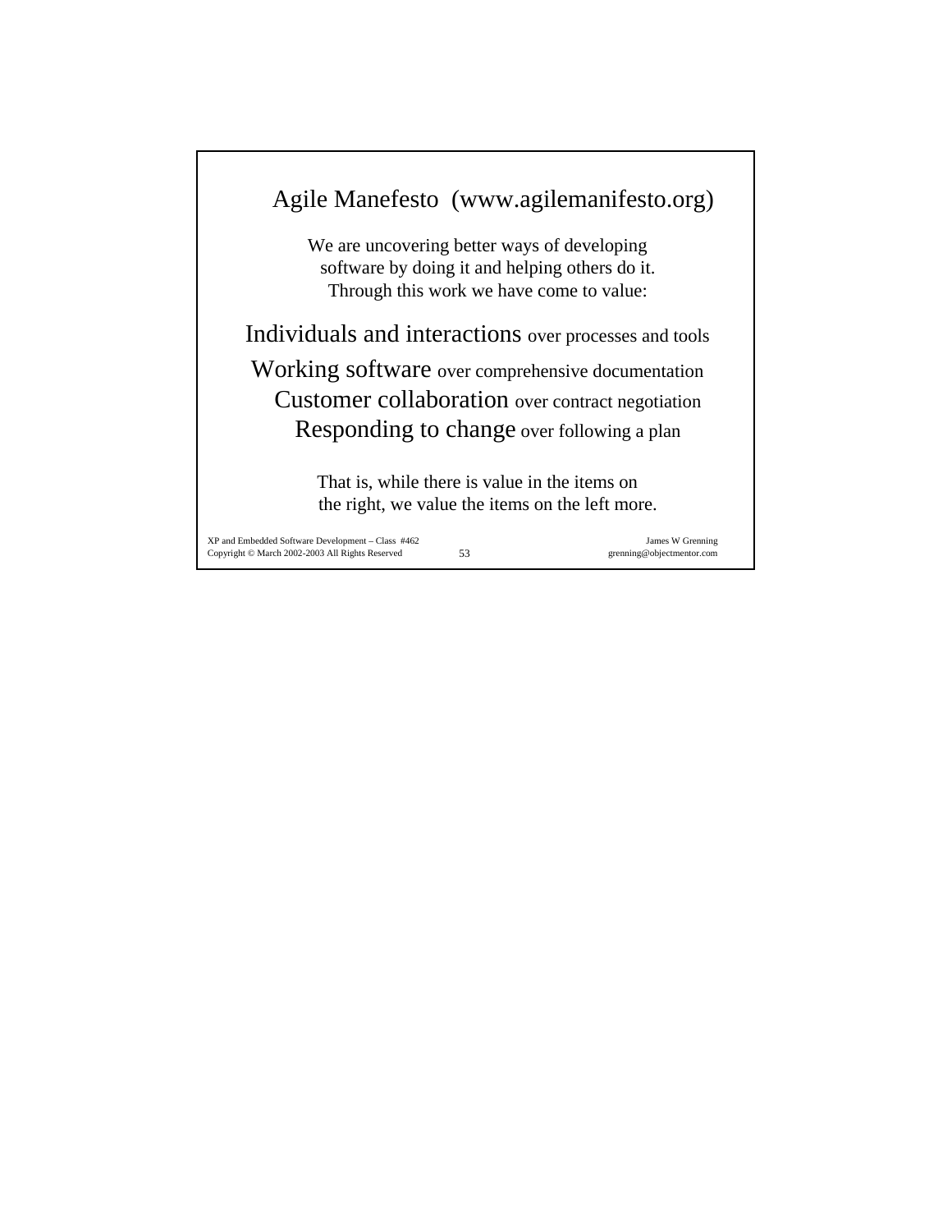# Agile Manefesto (www.agilemanifesto.org)

We are uncovering better ways of developing software by doing it and helping others do it. Through this work we have come to value:

Individuals and interactions over processes and tools

Working software over comprehensive documentation

Customer collaboration over contract negotiation

Responding to change over following a plan

That is, while there is value in the items on the right, we value the items on the left more.

XP and Embedded Software Development – Class #462
Copyright © March 2002-2003 All Rights Reserved

James W Grenning
grenning@objectmentor.com